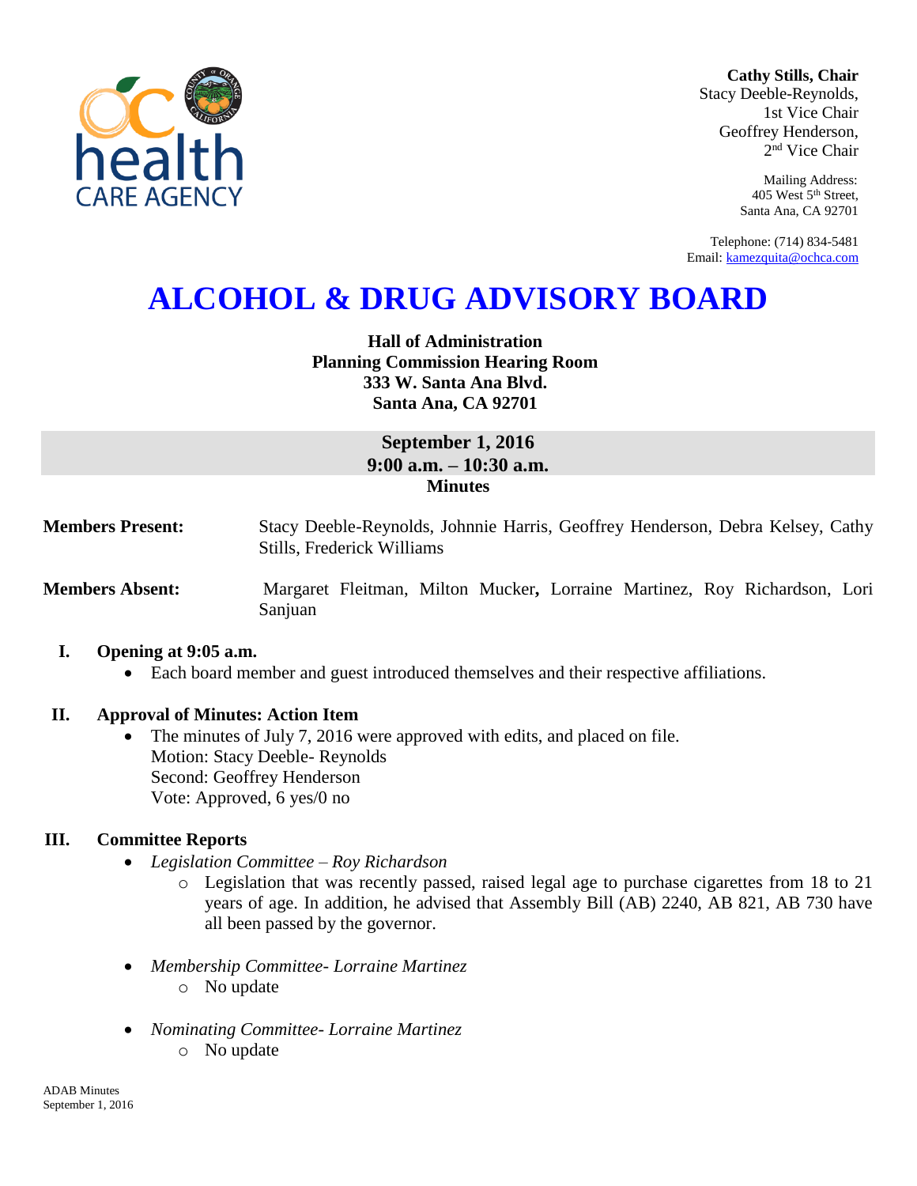**Cathy Stills, Chair**
Stacy Deeble-Reynolds,
1st Vice Chair
Geoffrey Henderson,
2nd Vice Chair

Mailing Address:
405 West 5th Street,
Santa Ana, CA 92701

Telephone: (714) 834-5481
Email: kamezquita@ochca.com

# ALCOHOL & DRUG ADVISORY BOARD

**Hall of Administration**
**Planning Commission Hearing Room**
**333 W. Santa Ana Blvd.**
**Santa Ana, CA 92701**

**September 1, 2016**
**9:00 a.m. – 10:30 a.m.**
**Minutes**

**Members Present:** Stacy Deeble-Reynolds, Johnnie Harris, Geoffrey Henderson, Debra Kelsey, Cathy Stills, Frederick Williams

**Members Absent:** Margaret Fleitman, Milton Mucker, Lorraine Martinez, Roy Richardson, Lori Sanjuan

## I. Opening at 9:05 a.m.

- Each board member and guest introduced themselves and their respective affiliations.

## II. Approval of Minutes: Action Item

- The minutes of July 7, 2016 were approved with edits, and placed on file.
  Motion: Stacy Deeble- Reynolds
  Second: Geoffrey Henderson
  Vote: Approved, 6 yes/0 no

## III. Committee Reports

- *Legislation Committee – Roy Richardson*
  - Legislation that was recently passed, raised legal age to purchase cigarettes from 18 to 21 years of age. In addition, he advised that Assembly Bill (AB) 2240, AB 821, AB 730 have all been passed by the governor.

- *Membership Committee- Lorraine Martinez*
  - No update

- *Nominating Committee- Lorraine Martinez*
  - No update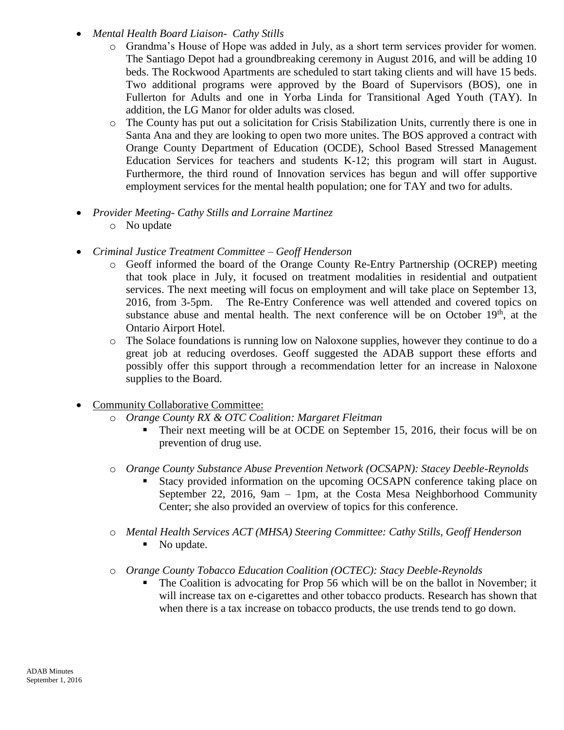- *Mental Health Board Liaison- Cathy Stills*
    - Grandma's House of Hope was added in July, as a short term services provider for women. The Santiago Depot had a groundbreaking ceremony in August 2016, and will be adding 10 beds. The Rockwood Apartments are scheduled to start taking clients and will have 15 beds. Two additional programs were approved by the Board of Supervisors (BOS), one in Fullerton for Adults and one in Yorba Linda for Transitional Aged Youth (TAY). In addition, the LG Manor for older adults was closed.
    - The County has put out a solicitation for Crisis Stabilization Units, currently there is one in Santa Ana and they are looking to open two more unites. The BOS approved a contract with Orange County Department of Education (OCDE), School Based Stressed Management Education Services for teachers and students K-12; this program will start in August. Furthermore, the third round of Innovation services has begun and will offer supportive employment services for the mental health population; one for TAY and two for adults.

- *Provider Meeting- Cathy Stills and Lorraine Martinez*
    - No update

- *Criminal Justice Treatment Committee – Geoff Henderson*
    - Geoff informed the board of the Orange County Re-Entry Partnership (OCREP) meeting that took place in July, it focused on treatment modalities in residential and outpatient services. The next meeting will focus on employment and will take place on September 13, 2016, from 3-5pm. The Re-Entry Conference was well attended and covered topics on substance abuse and mental health. The next conference will be on October 19th, at the Ontario Airport Hotel.
    - The Solace foundations is running low on Naloxone supplies, however they continue to do a great job at reducing overdoses. Geoff suggested the ADAB support these efforts and possibly offer this support through a recommendation letter for an increase in Naloxone supplies to the Board.

- Community Collaborative Committee:
    - *Orange County RX & OTC Coalition: Margaret Fleitman*
        - Their next meeting will be at OCDE on September 15, 2016, their focus will be on prevention of drug use.
    - *Orange County Substance Abuse Prevention Network (OCSAPN): Stacey Deeble-Reynolds*
        - Stacy provided information on the upcoming OCSAPN conference taking place on September 22, 2016, 9am – 1pm, at the Costa Mesa Neighborhood Community Center; she also provided an overview of topics for this conference.
    - *Mental Health Services ACT (MHSA) Steering Committee: Cathy Stills, Geoff Henderson*
        - No update.
    - *Orange County Tobacco Education Coalition (OCTEC): Stacy Deeble-Reynolds*
        - The Coalition is advocating for Prop 56 which will be on the ballot in November; it will increase tax on e-cigarettes and other tobacco products. Research has shown that when there is a tax increase on tobacco products, the use trends tend to go down.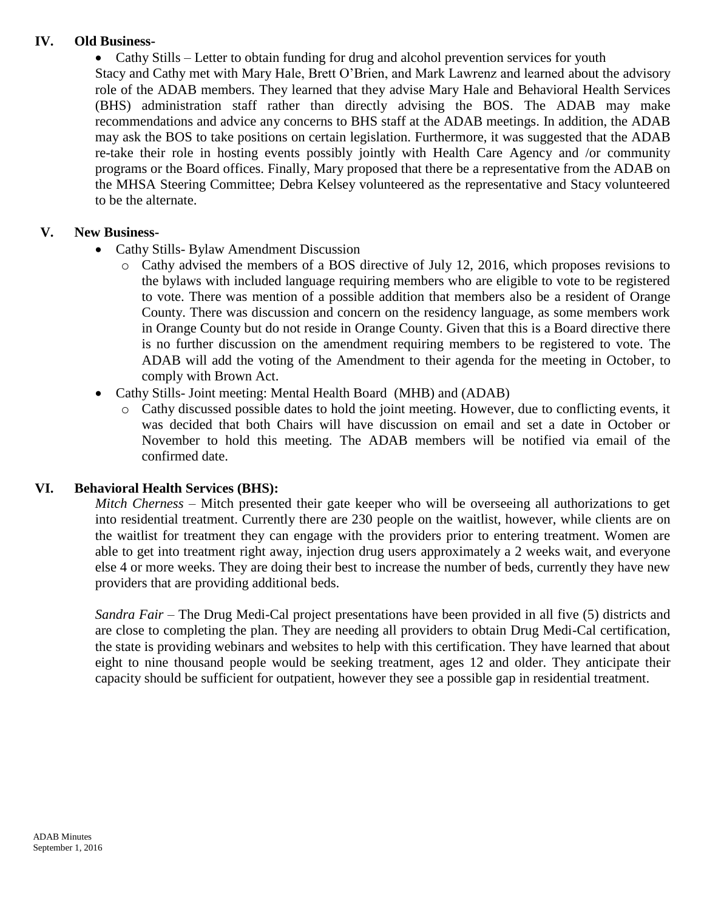## IV. Old Business-

- Cathy Stills – Letter to obtain funding for drug and alcohol prevention services for youth

Stacy and Cathy met with Mary Hale, Brett O'Brien, and Mark Lawrenz and learned about the advisory role of the ADAB members. They learned that they advise Mary Hale and Behavioral Health Services (BHS) administration staff rather than directly advising the BOS. The ADAB may make recommendations and advice any concerns to BHS staff at the ADAB meetings. In addition, the ADAB may ask the BOS to take positions on certain legislation. Furthermore, it was suggested that the ADAB re-take their role in hosting events possibly jointly with Health Care Agency and /or community programs or the Board offices. Finally, Mary proposed that there be a representative from the ADAB on the MHSA Steering Committee; Debra Kelsey volunteered as the representative and Stacy volunteered to be the alternate.

## V. New Business-

- Cathy Stills- Bylaw Amendment Discussion
  - Cathy advised the members of a BOS directive of July 12, 2016, which proposes revisions to the bylaws with included language requiring members who are eligible to vote to be registered to vote. There was mention of a possible addition that members also be a resident of Orange County. There was discussion and concern on the residency language, as some members work in Orange County but do not reside in Orange County. Given that this is a Board directive there is no further discussion on the amendment requiring members to be registered to vote. The ADAB will add the voting of the Amendment to their agenda for the meeting in October, to comply with Brown Act.
- Cathy Stills- Joint meeting: Mental Health Board (MHB) and (ADAB)
  - Cathy discussed possible dates to hold the joint meeting. However, due to conflicting events, it was decided that both Chairs will have discussion on email and set a date in October or November to hold this meeting. The ADAB members will be notified via email of the confirmed date.

## VI. Behavioral Health Services (BHS):

*Mitch Cherness* – Mitch presented their gate keeper who will be overseeing all authorizations to get into residential treatment. Currently there are 230 people on the waitlist, however, while clients are on the waitlist for treatment they can engage with the providers prior to entering treatment. Women are able to get into treatment right away, injection drug users approximately a 2 weeks wait, and everyone else 4 or more weeks. They are doing their best to increase the number of beds, currently they have new providers that are providing additional beds.

*Sandra Fair* – The Drug Medi-Cal project presentations have been provided in all five (5) districts and are close to completing the plan. They are needing all providers to obtain Drug Medi-Cal certification, the state is providing webinars and websites to help with this certification. They have learned that about eight to nine thousand people would be seeking treatment, ages 12 and older. They anticipate their capacity should be sufficient for outpatient, however they see a possible gap in residential treatment.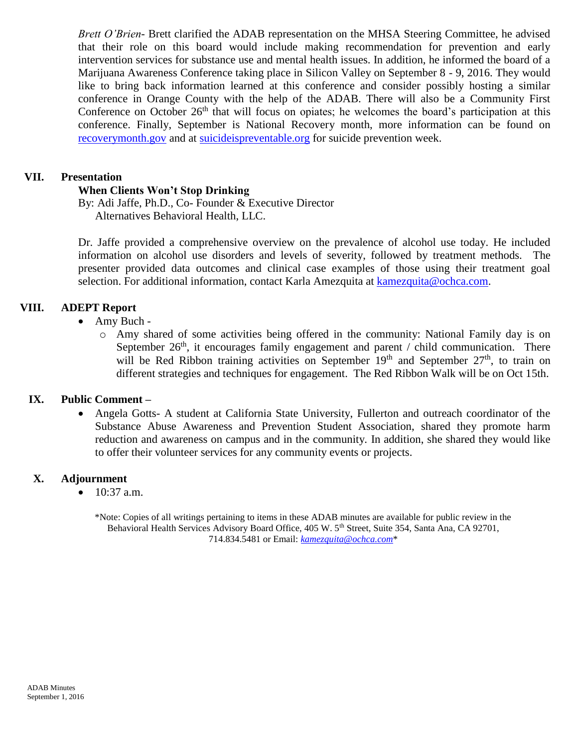*Brett O'Brien*- Brett clarified the ADAB representation on the MHSA Steering Committee, he advised that their role on this board would include making recommendation for prevention and early intervention services for substance use and mental health issues. In addition, he informed the board of a Marijuana Awareness Conference taking place in Silicon Valley on September 8 - 9, 2016. They would like to bring back information learned at this conference and consider possibly hosting a similar conference in Orange County with the help of the ADAB. There will also be a Community First Conference on October 26th that will focus on opiates; he welcomes the board's participation at this conference. Finally, September is National Recovery month, more information can be found on recoverymonth.gov and at suicideispreventable.org for suicide prevention week.

## VII. Presentation

**When Clients Won't Stop Drinking**

By: Adi Jaffe, Ph.D., Co- Founder & Executive Director
Alternatives Behavioral Health, LLC.

Dr. Jaffe provided a comprehensive overview on the prevalence of alcohol use today. He included information on alcohol use disorders and levels of severity, followed by treatment methods. The presenter provided data outcomes and clinical case examples of those using their treatment goal selection. For additional information, contact Karla Amezquita at kamezquita@ochca.com.

## VIII. ADEPT Report

- Amy Buch -
  - Amy shared of some activities being offered in the community: National Family day is on September 26th, it encourages family engagement and parent / child communication. There will be Red Ribbon training activities on September 19th and September 27th, to train on different strategies and techniques for engagement. The Red Ribbon Walk will be on Oct 15th.

## IX. Public Comment –

- Angela Gotts- A student at California State University, Fullerton and outreach coordinator of the Substance Abuse Awareness and Prevention Student Association, shared they promote harm reduction and awareness on campus and in the community. In addition, she shared they would like to offer their volunteer services for any community events or projects.

## X. Adjournment

- 10:37 a.m.

*Note: Copies of all writings pertaining to items in these ADAB minutes are available for public review in the Behavioral Health Services Advisory Board Office, 405 W. 5th Street, Suite 354, Santa Ana, CA 92701, 714.834.5481 or Email: *kamezquita@ochca.com**